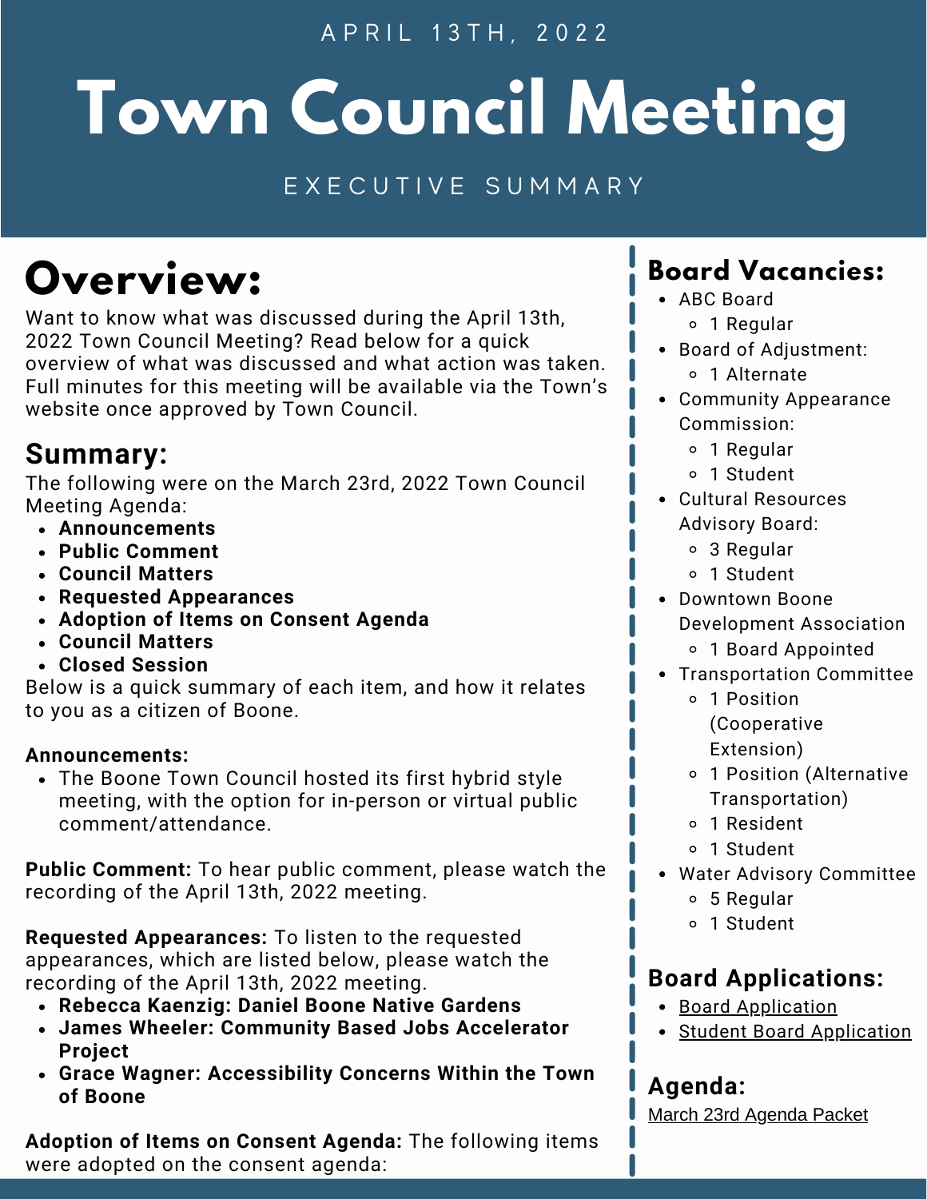APRIL 13TH, 2022

# Town Council Meeting

EXECUTIVE SUMMARY

## Overview:

Want to know what was discussed during the April 13th, 2022 Town Council Meeting? Read below for a quick overview of what was discussed and what action was taken. Full minutes for this meeting will be available via the Town's website once approved by Town Council.

## Summary:

The following were on the March 23rd, 2022 Town Council Meeting Agenda:

- **Announcements**
- **Public Comment**
- **Council Matters**
- **Requested Appearances**
- **Adoption of Items on Consent Agenda**
- **Council Matters**
- **Closed Session**

Below is a quick summary of each item, and how it relates to you as a citizen of Boone.

**Announcements:**

- The Boone Town Council hosted its first hybrid style meeting, with the option for in-person or virtual public comment/attendance.

**Public Comment:** To hear public comment, please watch the recording of the April 13th, 2022 meeting.

**Requested Appearances:** To listen to the requested appearances, which are listed below, please watch the recording of the April 13th, 2022 meeting.

- **Rebecca Kaenzig: Daniel Boone Native Gardens**
- **James Wheeler: Community Based Jobs Accelerator Project**
- **Grace Wagner: Accessibility Concerns Within the Town of Boone**

**Adoption of Items on Consent Agenda:** The following items were adopted on the consent agenda:

## Board Vacancies:

- ABC Board
  - 1 Regular
- Board of Adjustment:
  - 1 Alternate
- Community Appearance Commission:
  - 1 Regular
  - 1 Student
- Cultural Resources Advisory Board:
  - 3 Regular
  - 1 Student
- Downtown Boone Development Association
  - 1 Board Appointed
- Transportation Committee
  - 1 Position (Cooperative Extension)
  - 1 Position (Alternative Transportation)
  - 1 Resident
  - 1 Student
- Water Advisory Committee
  - 5 Regular
  - 1 Student

## Board Applications:

- Board Application
- Student Board Application

## Agenda:

March 23rd Agenda Packet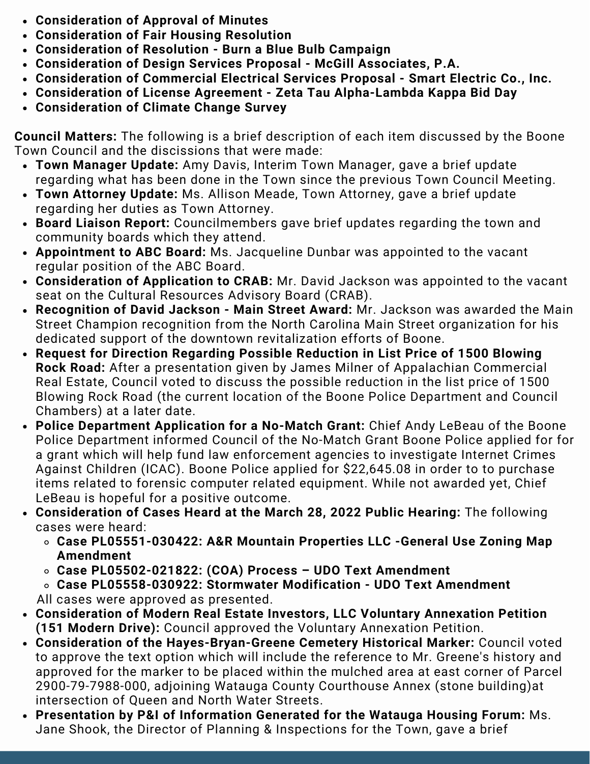- **Consideration of Approval of Minutes**
- **Consideration of Fair Housing Resolution**
- **Consideration of Resolution - Burn a Blue Bulb Campaign**
- **Consideration of Design Services Proposal - McGill Associates, P.A.**
- **Consideration of Commercial Electrical Services Proposal - Smart Electric Co., Inc.**
- **Consideration of License Agreement - Zeta Tau Alpha-Lambda Kappa Bid Day**
- **Consideration of Climate Change Survey**

**Council Matters:** The following is a brief description of each item discussed by the Boone Town Council and the discissions that were made:

- **Town Manager Update:** Amy Davis, Interim Town Manager, gave a brief update regarding what has been done in the Town since the previous Town Council Meeting.
- **Town Attorney Update:** Ms. Allison Meade, Town Attorney, gave a brief update regarding her duties as Town Attorney.
- **Board Liaison Report:** Councilmembers gave brief updates regarding the town and community boards which they attend.
- **Appointment to ABC Board:** Ms. Jacqueline Dunbar was appointed to the vacant regular position of the ABC Board.
- **Consideration of Application to CRAB:** Mr. David Jackson was appointed to the vacant seat on the Cultural Resources Advisory Board (CRAB).
- **Recognition of David Jackson - Main Street Award:** Mr. Jackson was awarded the Main Street Champion recognition from the North Carolina Main Street organization for his dedicated support of the downtown revitalization efforts of Boone.
- **Request for Direction Regarding Possible Reduction in List Price of 1500 Blowing Rock Road:** After a presentation given by James Milner of Appalachian Commercial Real Estate, Council voted to discuss the possible reduction in the list price of 1500 Blowing Rock Road (the current location of the Boone Police Department and Council Chambers) at a later date.
- **Police Department Application for a No-Match Grant:** Chief Andy LeBeau of the Boone Police Department informed Council of the No-Match Grant Boone Police applied for for a grant which will help fund law enforcement agencies to investigate Internet Crimes Against Children (ICAC). Boone Police applied for $22,645.08 in order to to purchase items related to forensic computer related equipment. While not awarded yet, Chief LeBeau is hopeful for a positive outcome.
- **Consideration of Cases Heard at the March 28, 2022 Public Hearing:** The following cases were heard:
  - **Case PL05551-030422: A&R Mountain Properties LLC -General Use Zoning Map Amendment**
  - **Case PL05502-021822: (COA) Process – UDO Text Amendment**
  - **Case PL05558-030922: Stormwater Modification - UDO Text Amendment**

  All cases were approved as presented.
- **Consideration of Modern Real Estate Investors, LLC Voluntary Annexation Petition (151 Modern Drive):** Council approved the Voluntary Annexation Petition.
- **Consideration of the Hayes-Bryan-Greene Cemetery Historical Marker:** Council voted to approve the text option which will include the reference to Mr. Greene's history and approved for the marker to be placed within the mulched area at east corner of Parcel 2900-79-7988-000, adjoining Watauga County Courthouse Annex (stone building)at intersection of Queen and North Water Streets.
- **Presentation by P&I of Information Generated for the Watauga Housing Forum:** Ms. Jane Shook, the Director of Planning & Inspections for the Town, gave a brief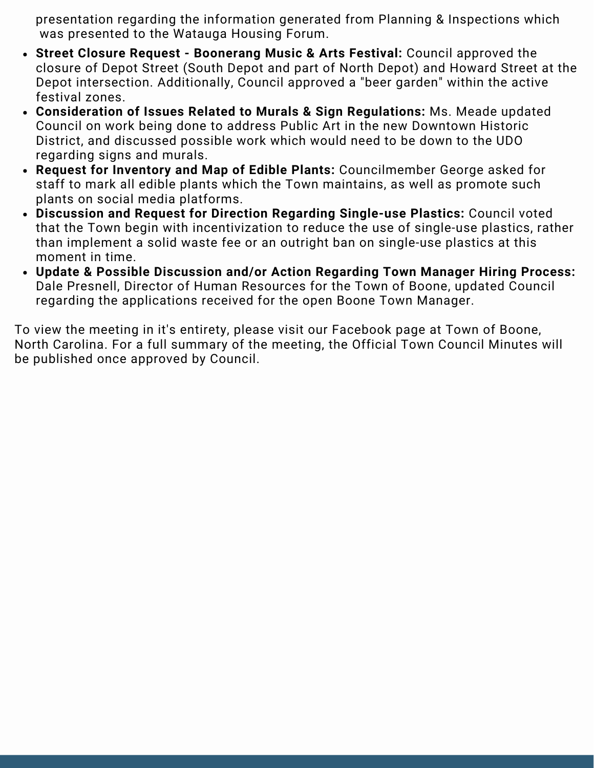presentation regarding the information generated from Planning & Inspections which was presented to the Watauga Housing Forum.

- **Street Closure Request - Boonerang Music & Arts Festival:** Council approved the closure of Depot Street (South Depot and part of North Depot) and Howard Street at the Depot intersection. Additionally, Council approved a "beer garden" within the active festival zones.
- **Consideration of Issues Related to Murals & Sign Regulations:** Ms. Meade updated Council on work being done to address Public Art in the new Downtown Historic District, and discussed possible work which would need to be down to the UDO regarding signs and murals.
- **Request for Inventory and Map of Edible Plants:** Councilmember George asked for staff to mark all edible plants which the Town maintains, as well as promote such plants on social media platforms.
- **Discussion and Request for Direction Regarding Single-use Plastics:** Council voted that the Town begin with incentivization to reduce the use of single-use plastics, rather than implement a solid waste fee or an outright ban on single-use plastics at this moment in time.
- **Update & Possible Discussion and/or Action Regarding Town Manager Hiring Process:** Dale Presnell, Director of Human Resources for the Town of Boone, updated Council regarding the applications received for the open Boone Town Manager.

To view the meeting in it's entirety, please visit our Facebook page at Town of Boone, North Carolina. For a full summary of the meeting, the Official Town Council Minutes will be published once approved by Council.